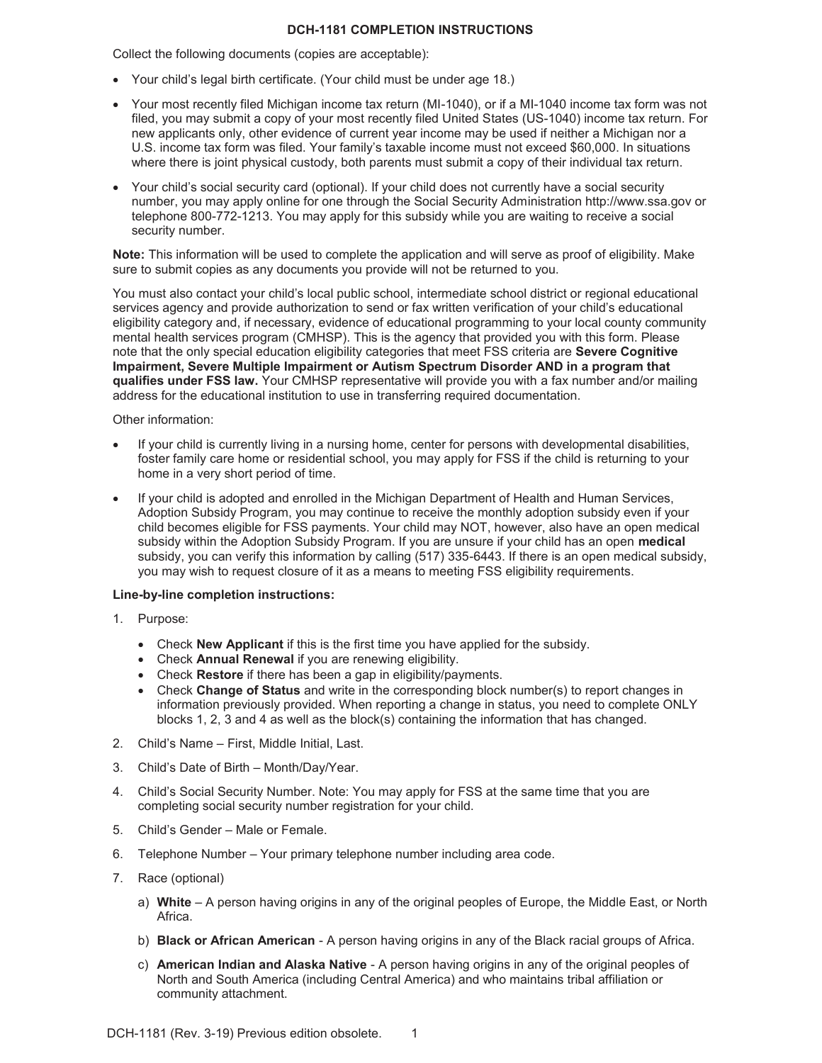# DCH-1181 COMPLETION INSTRUCTIONS

Collect the following documents (copies are acceptable):

- Your child's legal birth certificate. (Your child must be under age 18.)
- Your most recently filed Michigan income tax return (MI-1040), or if a MI-1040 income tax form was not filed, you may submit a copy of your most recently filed United States (US-1040) income tax return. For new applicants only, other evidence of current year income may be used if neither a Michigan nor a U.S. income tax form was filed. Your family's taxable income must not exceed $60,000. In situations where there is joint physical custody, both parents must submit a copy of their individual tax return.
- Your child's social security card (optional). If your child does not currently have a social security number, you may apply online for one through the Social Security Administration http://www.ssa.gov or telephone 800-772-1213. You may apply for this subsidy while you are waiting to receive a social security number.

**Note:** This information will be used to complete the application and will serve as proof of eligibility. Make sure to submit copies as any documents you provide will not be returned to you.

You must also contact your child's local public school, intermediate school district or regional educational services agency and provide authorization to send or fax written verification of your child's educational eligibility category and, if necessary, evidence of educational programming to your local county community mental health services program (CMHSP). This is the agency that provided you with this form. Please note that the only special education eligibility categories that meet FSS criteria are **Severe Cognitive Impairment, Severe Multiple Impairment or Autism Spectrum Disorder AND in a program that qualifies under FSS law.** Your CMHSP representative will provide you with a fax number and/or mailing address for the educational institution to use in transferring required documentation.

Other information:

- If your child is currently living in a nursing home, center for persons with developmental disabilities, foster family care home or residential school, you may apply for FSS if the child is returning to your home in a very short period of time.
- If your child is adopted and enrolled in the Michigan Department of Health and Human Services, Adoption Subsidy Program, you may continue to receive the monthly adoption subsidy even if your child becomes eligible for FSS payments. Your child may NOT, however, also have an open medical subsidy within the Adoption Subsidy Program. If you are unsure if your child has an open **medical** subsidy, you can verify this information by calling (517) 335-6443. If there is an open medical subsidy, you may wish to request closure of it as a means to meeting FSS eligibility requirements.

**Line-by-line completion instructions:**

1. Purpose:
   - Check **New Applicant** if this is the first time you have applied for the subsidy.
   - Check **Annual Renewal** if you are renewing eligibility.
   - Check **Restore** if there has been a gap in eligibility/payments.
   - Check **Change of Status** and write in the corresponding block number(s) to report changes in information previously provided. When reporting a change in status, you need to complete ONLY blocks 1, 2, 3 and 4 as well as the block(s) containing the information that has changed.
2. Child's Name – First, Middle Initial, Last.
3. Child's Date of Birth – Month/Day/Year.
4. Child's Social Security Number. Note: You may apply for FSS at the same time that you are completing social security number registration for your child.
5. Child's Gender – Male or Female.
6. Telephone Number – Your primary telephone number including area code.
7. Race (optional)
   a) **White** – A person having origins in any of the original peoples of Europe, the Middle East, or North Africa.
   b) **Black or African American** - A person having origins in any of the Black racial groups of Africa.
   c) **American Indian and Alaska Native** - A person having origins in any of the original peoples of North and South America (including Central America) and who maintains tribal affiliation or community attachment.

DCH-1181 (Rev. 3-19) Previous edition obsolete.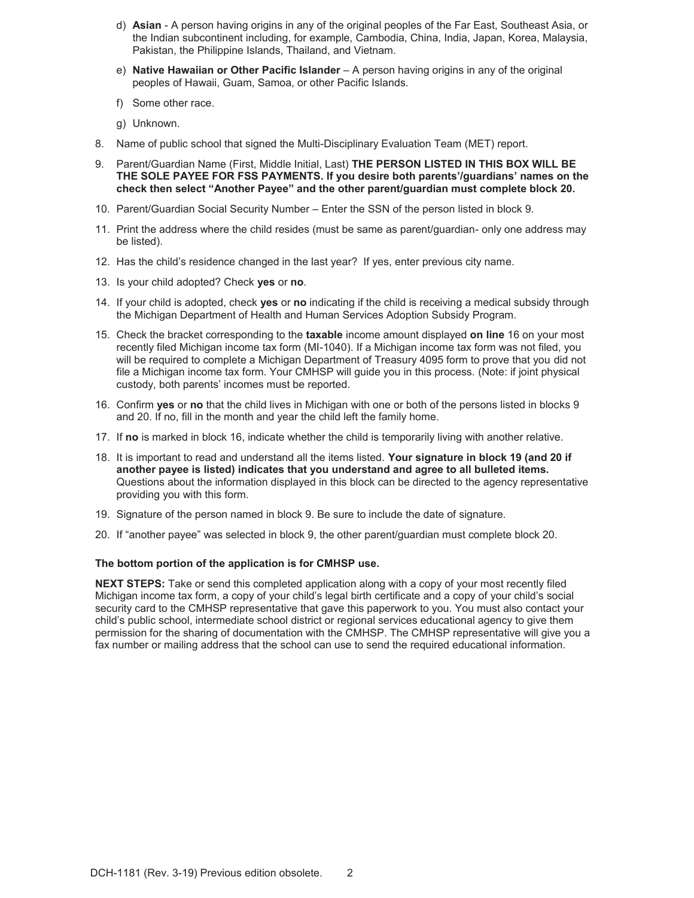d) **Asian** - A person having origins in any of the original peoples of the Far East, Southeast Asia, or the Indian subcontinent including, for example, Cambodia, China, India, Japan, Korea, Malaysia, Pakistan, the Philippine Islands, Thailand, and Vietnam.

   e) **Native Hawaiian or Other Pacific Islander** – A person having origins in any of the original peoples of Hawaii, Guam, Samoa, or other Pacific Islands.

   f) Some other race.

   g) Unknown.

8. Name of public school that signed the Multi-Disciplinary Evaluation Team (MET) report.
9. Parent/Guardian Name (First, Middle Initial, Last) **THE PERSON LISTED IN THIS BOX WILL BE THE SOLE PAYEE FOR FSS PAYMENTS. If you desire both parents'/guardians' names on the check then select "Another Payee" and the other parent/guardian must complete block 20.**
10. Parent/Guardian Social Security Number – Enter the SSN of the person listed in block 9.
11. Print the address where the child resides (must be same as parent/guardian- only one address may be listed).
12. Has the child's residence changed in the last year? If yes, enter previous city name.
13. Is your child adopted? Check **yes** or **no**.
14. If your child is adopted, check **yes** or **no** indicating if the child is receiving a medical subsidy through the Michigan Department of Health and Human Services Adoption Subsidy Program.
15. Check the bracket corresponding to the **taxable** income amount displayed **on line** 16 on your most recently filed Michigan income tax form (MI-1040). If a Michigan income tax form was not filed, you will be required to complete a Michigan Department of Treasury 4095 form to prove that you did not file a Michigan income tax form. Your CMHSP will guide you in this process. (Note: if joint physical custody, both parents' incomes must be reported.
16. Confirm **yes** or **no** that the child lives in Michigan with one or both of the persons listed in blocks 9 and 20. If no, fill in the month and year the child left the family home.
17. If **no** is marked in block 16, indicate whether the child is temporarily living with another relative.
18. It is important to read and understand all the items listed. **Your signature in block 19 (and 20 if another payee is listed) indicates that you understand and agree to all bulleted items.** Questions about the information displayed in this block can be directed to the agency representative providing you with this form.
19. Signature of the person named in block 9. Be sure to include the date of signature.
20. If "another payee" was selected in block 9, the other parent/guardian must complete block 20.

**The bottom portion of the application is for CMHSP use.**

**NEXT STEPS:** Take or send this completed application along with a copy of your most recently filed Michigan income tax form, a copy of your child's legal birth certificate and a copy of your child's social security card to the CMHSP representative that gave this paperwork to you. You must also contact your child's public school, intermediate school district or regional services educational agency to give them permission for the sharing of documentation with the CMHSP. The CMHSP representative will give you a fax number or mailing address that the school can use to send the required educational information.

DCH-1181 (Rev. 3-19) Previous edition obsolete.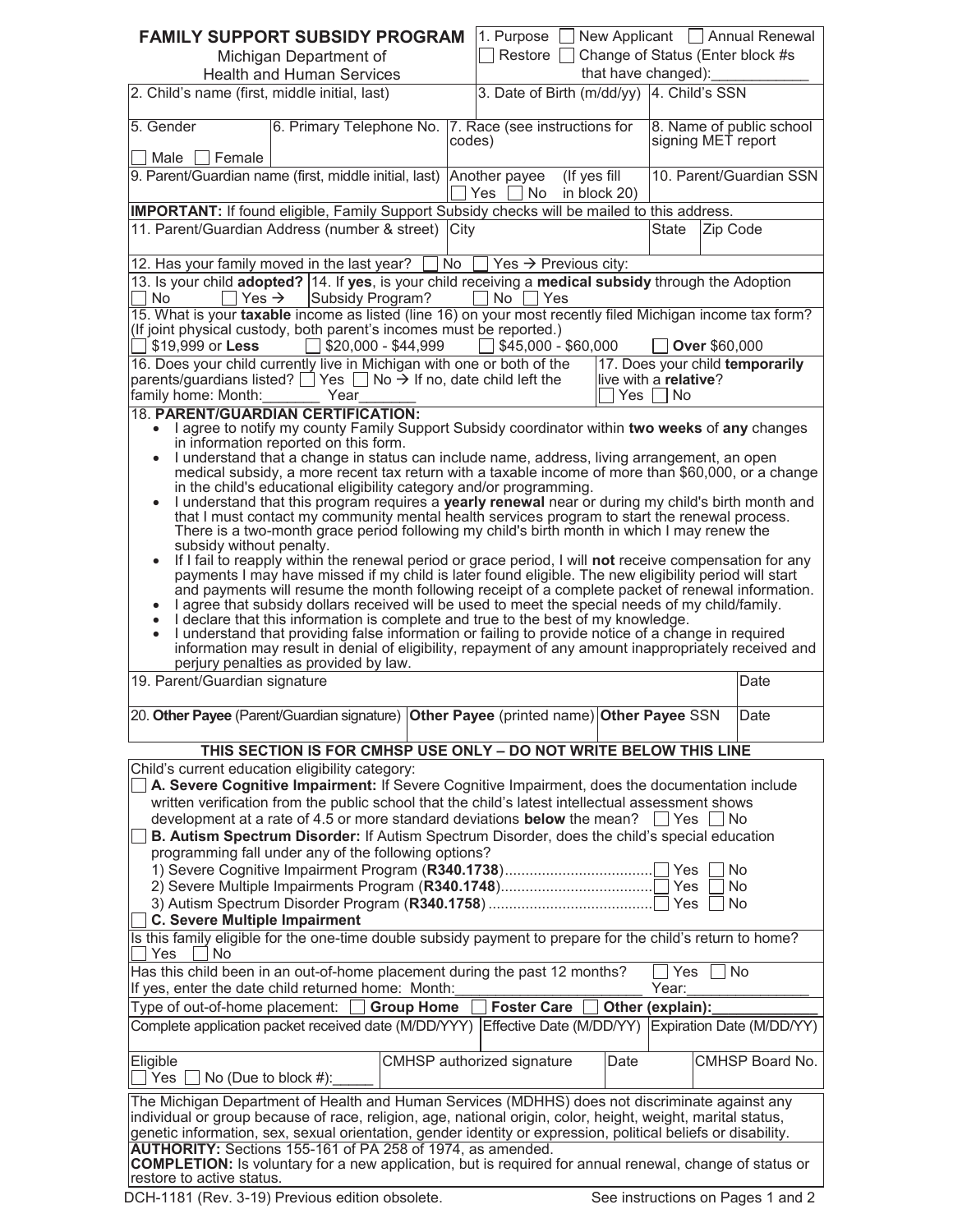# FAMILY SUPPORT SUBSIDY PROGRAM

Michigan Department of Health and Human Services

1. Purpose ☐ New Applicant ☐ Annual Renewal ☐ Restore ☐ Change of Status (Enter block #s that have changed):____________

| | | | |
|---|---|---|---|
| 2. Child's name (first, middle initial, last) | | 3. Date of Birth (m/dd/yy) | 4. Child's SSN |
| 5. Gender ☐ Male ☐ Female | 6. Primary Telephone No. | 7. Race (see instructions for codes) | 8. Name of public school signing MET report |
| 9. Parent/Guardian name (first, middle initial, last) | | Another payee ☐ Yes ☐ No (If yes fill in block 20) | 10. Parent/Guardian SSN |

**IMPORTANT:** If found eligible, Family Support Subsidy checks will be mailed to this address.

| | | | |
|---|---|---|---|
| 11. Parent/Guardian Address (number & street) | City | State | Zip Code |

12. Has your family moved in the last year? ☐ No ☐ Yes → Previous city:

13. Is your child **adopted?** ☐ No ☐ Yes →

14. If **yes**, is your child receiving a **medical subsidy** through the Adoption Subsidy Program? ☐ No ☐ Yes

15. What is your **taxable** income as listed (line 16) on your most recently filed Michigan income tax form? (If joint physical custody, both parent's incomes must be reported.)
☐ $19,999 or **Less** ☐ $20,000 - $44,999 ☐ $45,000 - $60,000 ☐ **Over** $60,000

16. Does your child currently live in Michigan with one or both of the parents/guardians listed? ☐ Yes ☐ No → If no, date child left the family home: Month:_______ Year_______

17. Does your child **temporarily** live with a **relative**? ☐ Yes ☐ No

18. **PARENT/GUARDIAN CERTIFICATION:**

- I agree to notify my county Family Support Subsidy coordinator within **two weeks** of **any** changes in information reported on this form.
- I understand that a change in status can include name, address, living arrangement, an open medical subsidy, a more recent tax return with a taxable income of more than $60,000, or a change in the child's educational eligibility category and/or programming.
- I understand that this program requires a **yearly renewal** near or during my child's birth month and that I must contact my community mental health services program to start the renewal process. There is a two-month grace period following my child's birth month in which I may renew the subsidy without penalty.
- If I fail to reapply within the renewal period or grace period, I will **not** receive compensation for any payments I may have missed if my child is later found eligible. The new eligibility period will start and payments will resume the month following receipt of a complete packet of renewal information.
- I agree that subsidy dollars received will be used to meet the special needs of my child/family.
- I declare that this information is complete and true to the best of my knowledge.
- I understand that providing false information or failing to provide notice of a change in required information may result in denial of eligibility, repayment of any amount inappropriately received and perjury penalties as provided by law.

| | | | |
|---|---|---|---|
| 19. Parent/Guardian signature | | | Date |
| 20. **Other Payee** (Parent/Guardian signature) | **Other Payee** (printed name) | **Other Payee** SSN | Date |

**THIS SECTION IS FOR CMHSP USE ONLY – DO NOT WRITE BELOW THIS LINE**

Child's current education eligibility category:

☐ **A. Severe Cognitive Impairment:** If Severe Cognitive Impairment, does the documentation include written verification from the public school that the child's latest intellectual assessment shows development at a rate of 4.5 or more standard deviations **below** the mean? ☐ Yes ☐ No

☐ **B. Autism Spectrum Disorder:** If Autism Spectrum Disorder, does the child's special education programming fall under any of the following options?

1) Severe Cognitive Impairment Program (**R340.1738**).................................... ☐ Yes ☐ No
2) Severe Multiple Impairments Program (**R340.1748**).................................... ☐ Yes ☐ No
3) Autism Spectrum Disorder Program (**R340.1758**)........................................ ☐ Yes ☐ No

☐ **C. Severe Multiple Impairment**

Is this family eligible for the one-time double subsidy payment to prepare for the child's return to home? ☐ Yes ☐ No

Has this child been in an out-of-home placement during the past 12 months? ☐ Yes ☐ No
If yes, enter the date child returned home: Month:______________________ Year:______________

Type of out-of-home placement: ☐ **Group Home** ☐ **Foster Care** ☐ **Other (explain):**____________

| | | |
|---|---|---|
| Complete application packet received date (M/DD/YYY) | Effective Date (M/DD/YY) | Expiration Date (M/DD/YY) |

| | | | |
|---|---|---|---|
| Eligible ☐ Yes ☐ No (Due to block #):_____ | CMHSP authorized signature | Date | CMHSP Board No. |

The Michigan Department of Health and Human Services (MDHHS) does not discriminate against any individual or group because of race, religion, age, national origin, color, height, weight, marital status, genetic information, sex, sexual orientation, gender identity or expression, political beliefs or disability.

**AUTHORITY:** Sections 155-161 of PA 258 of 1974, as amended.
**COMPLETION:** Is voluntary for a new application, but is required for annual renewal, change of status or restore to active status.

DCH-1181 (Rev. 3-19) Previous edition obsolete. See instructions on Pages 1 and 2